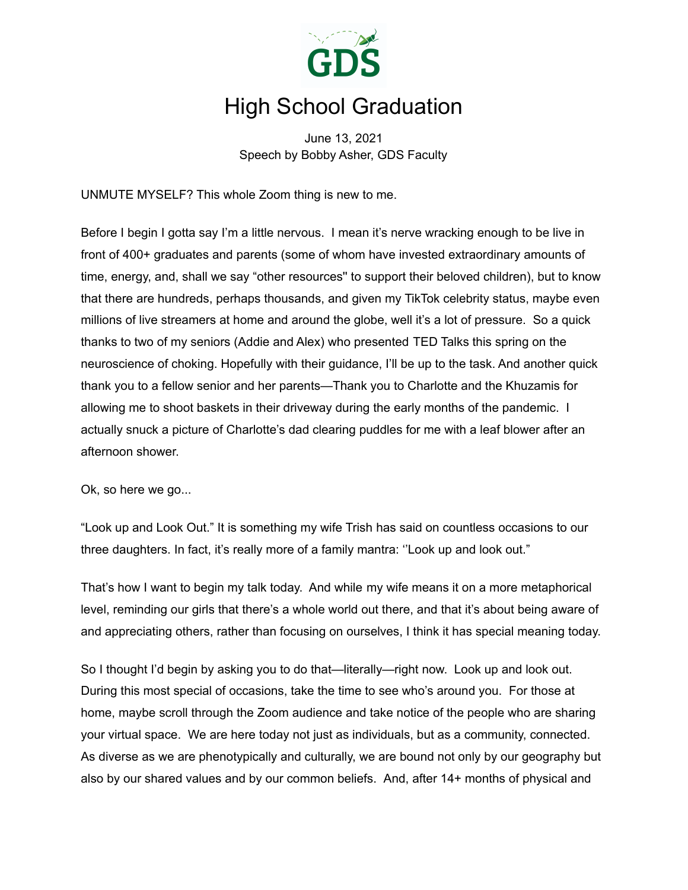# High School Graduation

June 13, 2021
Speech by Bobby Asher, GDS Faculty

UNMUTE MYSELF? This whole Zoom thing is new to me.

Before I begin I gotta say I'm a little nervous. I mean it's nerve wracking enough to be live in front of 400+ graduates and parents (some of whom have invested extraordinary amounts of time, energy, and, shall we say "other resources" to support their beloved children), but to know that there are hundreds, perhaps thousands, and given my TikTok celebrity status, maybe even millions of live streamers at home and around the globe, well it's a lot of pressure. So a quick thanks to two of my seniors (Addie and Alex) who presented TED Talks this spring on the neuroscience of choking. Hopefully with their guidance, I'll be up to the task. And another quick thank you to a fellow senior and her parents—Thank you to Charlotte and the Khuzamis for allowing me to shoot baskets in their driveway during the early months of the pandemic. I actually snuck a picture of Charlotte's dad clearing puddles for me with a leaf blower after an afternoon shower.

Ok, so here we go...

"Look up and Look Out." It is something my wife Trish has said on countless occasions to our three daughters. In fact, it's really more of a family mantra: ''Look up and look out."

That's how I want to begin my talk today. And while my wife means it on a more metaphorical level, reminding our girls that there's a whole world out there, and that it's about being aware of and appreciating others, rather than focusing on ourselves, I think it has special meaning today.

So I thought I'd begin by asking you to do that—literally—right now. Look up and look out. During this most special of occasions, take the time to see who's around you. For those at home, maybe scroll through the Zoom audience and take notice of the people who are sharing your virtual space. We are here today not just as individuals, but as a community, connected. As diverse as we are phenotypically and culturally, we are bound not only by our geography but also by our shared values and by our common beliefs. And, after 14+ months of physical and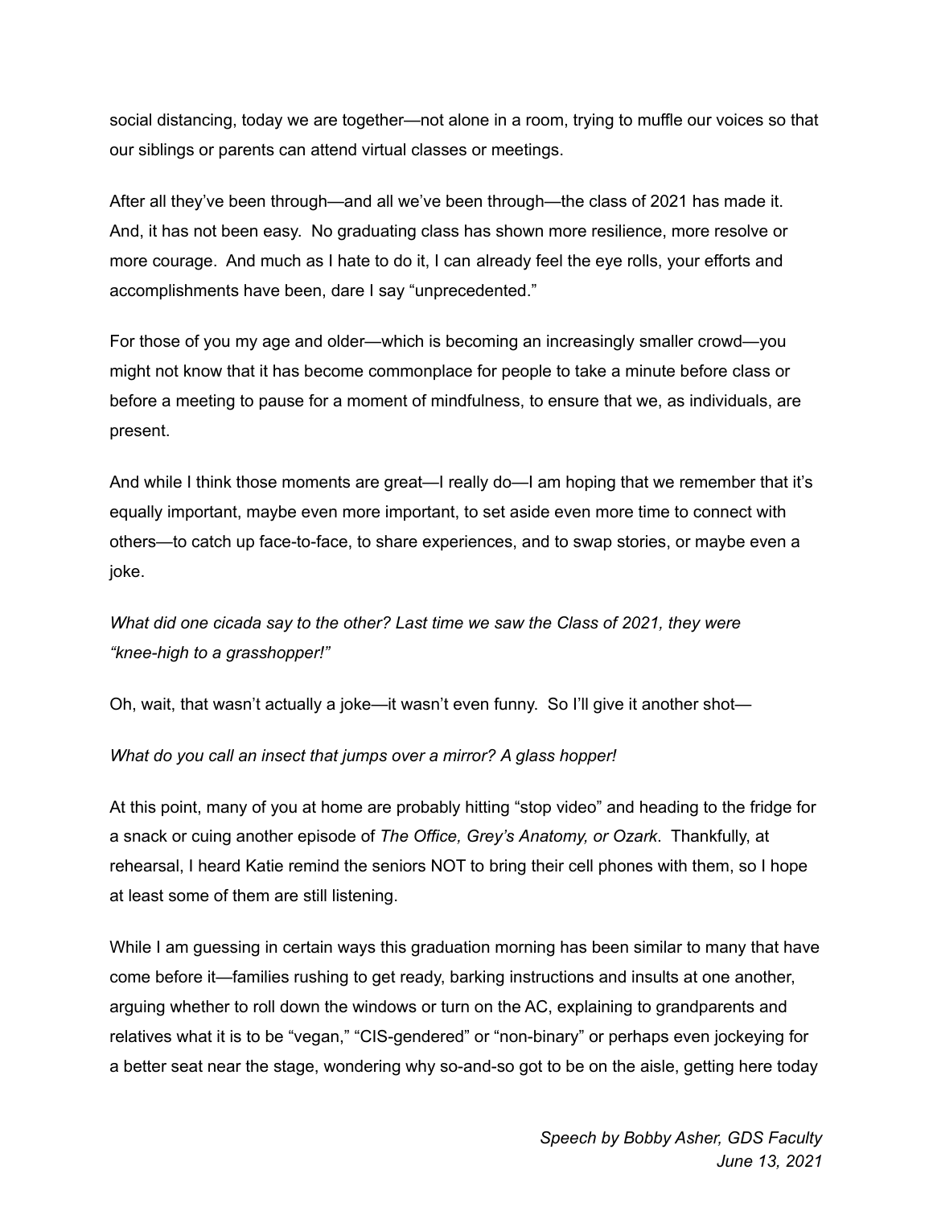social distancing, today we are together—not alone in a room, trying to muffle our voices so that our siblings or parents can attend virtual classes or meetings.

After all they've been through—and all we've been through—the class of 2021 has made it. And, it has not been easy. No graduating class has shown more resilience, more resolve or more courage. And much as I hate to do it, I can already feel the eye rolls, your efforts and accomplishments have been, dare I say "unprecedented."

For those of you my age and older—which is becoming an increasingly smaller crowd—you might not know that it has become commonplace for people to take a minute before class or before a meeting to pause for a moment of mindfulness, to ensure that we, as individuals, are present.

And while I think those moments are great—I really do—I am hoping that we remember that it's equally important, maybe even more important, to set aside even more time to connect with others—to catch up face-to-face, to share experiences, and to swap stories, or maybe even a joke.

*What did one cicada say to the other? Last time we saw the Class of 2021, they were "knee-high to a grasshopper!"*

Oh, wait, that wasn't actually a joke—it wasn't even funny. So I'll give it another shot—

*What do you call an insect that jumps over a mirror? A glass hopper!*

At this point, many of you at home are probably hitting "stop video" and heading to the fridge for a snack or cuing another episode of *The Office, Grey's Anatomy, or Ozark*. Thankfully, at rehearsal, I heard Katie remind the seniors NOT to bring their cell phones with them, so I hope at least some of them are still listening.

While I am guessing in certain ways this graduation morning has been similar to many that have come before it—families rushing to get ready, barking instructions and insults at one another, arguing whether to roll down the windows or turn on the AC, explaining to grandparents and relatives what it is to be "vegan," "CIS-gendered" or "non-binary" or perhaps even jockeying for a better seat near the stage, wondering why so-and-so got to be on the aisle, getting here today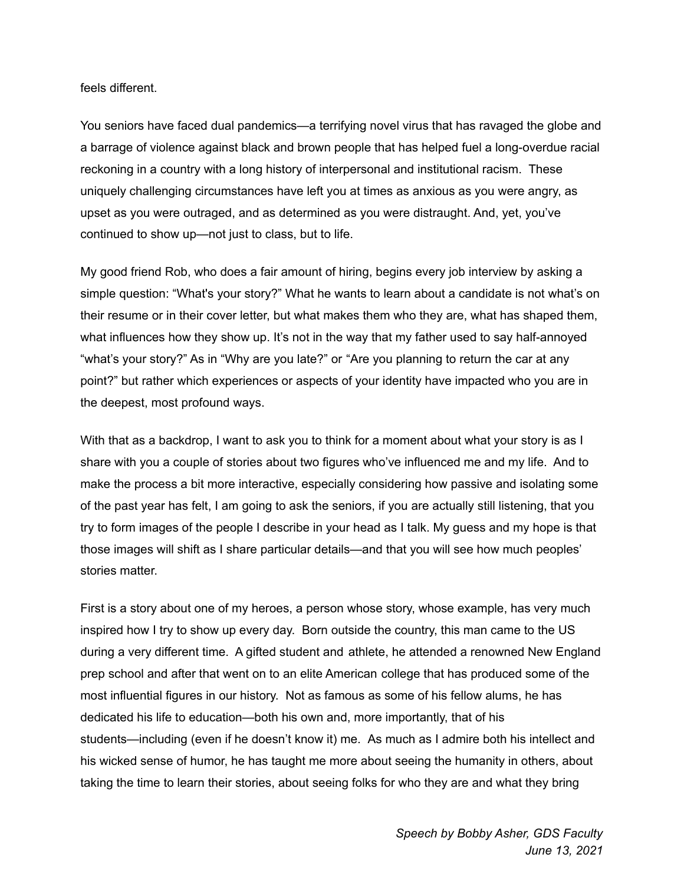feels different.

You seniors have faced dual pandemics—a terrifying novel virus that has ravaged the globe and a barrage of violence against black and brown people that has helped fuel a long-overdue racial reckoning in a country with a long history of interpersonal and institutional racism. These uniquely challenging circumstances have left you at times as anxious as you were angry, as upset as you were outraged, and as determined as you were distraught. And, yet, you've continued to show up—not just to class, but to life.

My good friend Rob, who does a fair amount of hiring, begins every job interview by asking a simple question: "What's your story?" What he wants to learn about a candidate is not what's on their resume or in their cover letter, but what makes them who they are, what has shaped them, what influences how they show up. It's not in the way that my father used to say half-annoyed "what's your story?" As in "Why are you late?" or "Are you planning to return the car at any point?" but rather which experiences or aspects of your identity have impacted who you are in the deepest, most profound ways.

With that as a backdrop, I want to ask you to think for a moment about what your story is as I share with you a couple of stories about two figures who've influenced me and my life. And to make the process a bit more interactive, especially considering how passive and isolating some of the past year has felt, I am going to ask the seniors, if you are actually still listening, that you try to form images of the people I describe in your head as I talk. My guess and my hope is that those images will shift as I share particular details—and that you will see how much peoples' stories matter.

First is a story about one of my heroes, a person whose story, whose example, has very much inspired how I try to show up every day. Born outside the country, this man came to the US during a very different time. A gifted student and athlete, he attended a renowned New England prep school and after that went on to an elite American college that has produced some of the most influential figures in our history. Not as famous as some of his fellow alums, he has dedicated his life to education—both his own and, more importantly, that of his students—including (even if he doesn't know it) me. As much as I admire both his intellect and his wicked sense of humor, he has taught me more about seeing the humanity in others, about taking the time to learn their stories, about seeing folks for who they are and what they bring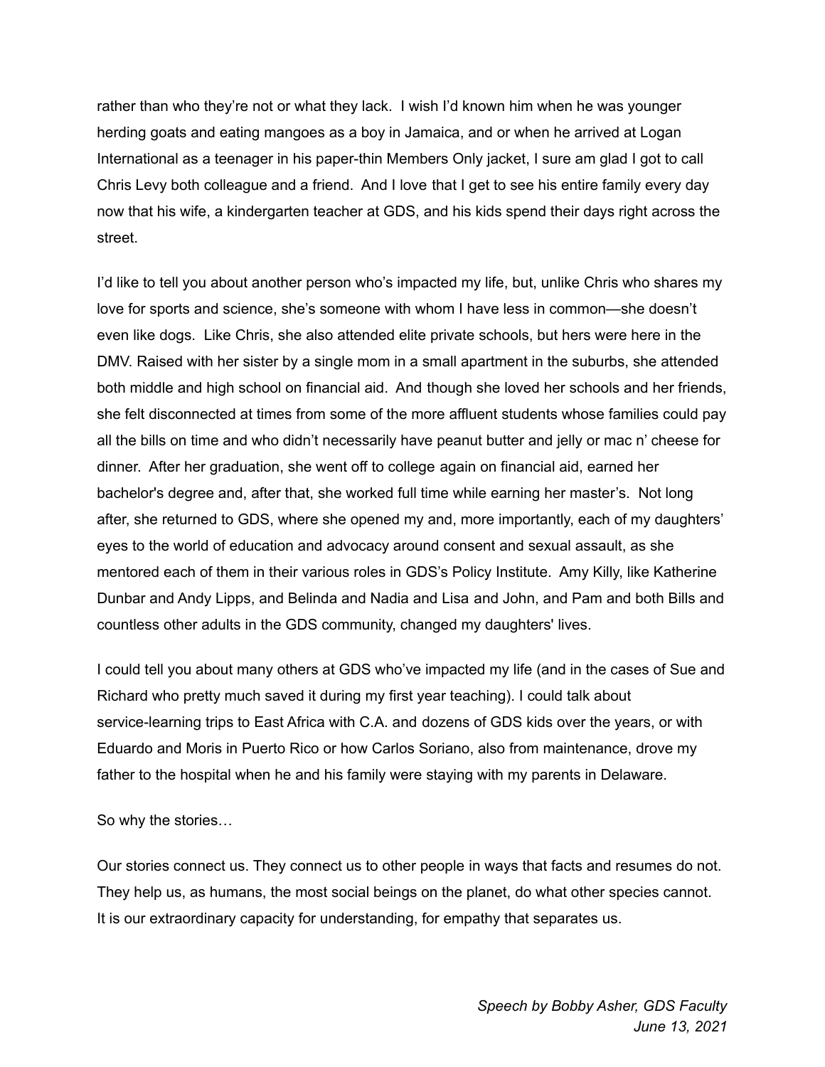rather than who they're not or what they lack. I wish I'd known him when he was younger herding goats and eating mangoes as a boy in Jamaica, and or when he arrived at Logan International as a teenager in his paper-thin Members Only jacket, I sure am glad I got to call Chris Levy both colleague and a friend. And I love that I get to see his entire family every day now that his wife, a kindergarten teacher at GDS, and his kids spend their days right across the street.

I'd like to tell you about another person who's impacted my life, but, unlike Chris who shares my love for sports and science, she's someone with whom I have less in common—she doesn't even like dogs. Like Chris, she also attended elite private schools, but hers were here in the DMV. Raised with her sister by a single mom in a small apartment in the suburbs, she attended both middle and high school on financial aid. And though she loved her schools and her friends, she felt disconnected at times from some of the more affluent students whose families could pay all the bills on time and who didn't necessarily have peanut butter and jelly or mac n' cheese for dinner. After her graduation, she went off to college again on financial aid, earned her bachelor's degree and, after that, she worked full time while earning her master's. Not long after, she returned to GDS, where she opened my and, more importantly, each of my daughters' eyes to the world of education and advocacy around consent and sexual assault, as she mentored each of them in their various roles in GDS's Policy Institute. Amy Killy, like Katherine Dunbar and Andy Lipps, and Belinda and Nadia and Lisa and John, and Pam and both Bills and countless other adults in the GDS community, changed my daughters' lives.

I could tell you about many others at GDS who've impacted my life (and in the cases of Sue and Richard who pretty much saved it during my first year teaching). I could talk about service-learning trips to East Africa with C.A. and dozens of GDS kids over the years, or with Eduardo and Moris in Puerto Rico or how Carlos Soriano, also from maintenance, drove my father to the hospital when he and his family were staying with my parents in Delaware.

So why the stories…

Our stories connect us. They connect us to other people in ways that facts and resumes do not. They help us, as humans, the most social beings on the planet, do what other species cannot. It is our extraordinary capacity for understanding, for empathy that separates us.

*Speech by Bobby Asher, GDS Faculty*
*June 13, 2021*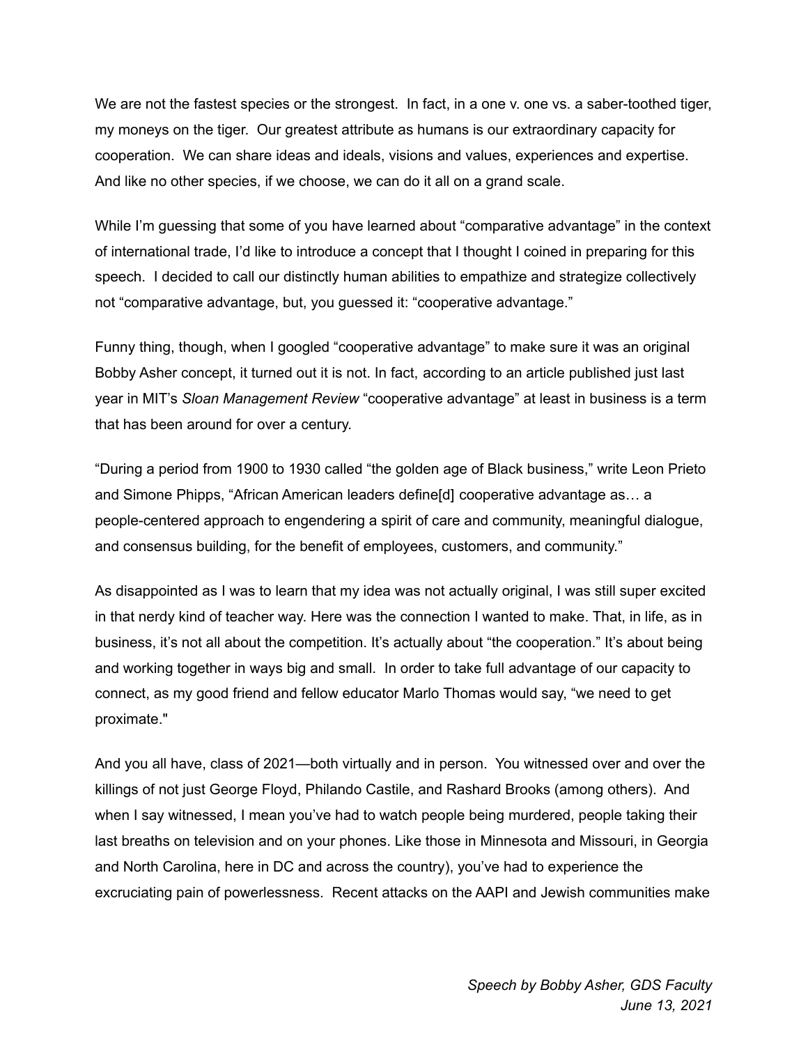We are not the fastest species or the strongest. In fact, in a one v. one vs. a saber-toothed tiger, my moneys on the tiger. Our greatest attribute as humans is our extraordinary capacity for cooperation. We can share ideas and ideals, visions and values, experiences and expertise. And like no other species, if we choose, we can do it all on a grand scale.

While I'm guessing that some of you have learned about "comparative advantage" in the context of international trade, I'd like to introduce a concept that I thought I coined in preparing for this speech. I decided to call our distinctly human abilities to empathize and strategize collectively not "comparative advantage, but, you guessed it: "cooperative advantage."

Funny thing, though, when I googled "cooperative advantage" to make sure it was an original Bobby Asher concept, it turned out it is not. In fact, according to an article published just last year in MIT's *Sloan Management Review* "cooperative advantage" at least in business is a term that has been around for over a century.

"During a period from 1900 to 1930 called "the golden age of Black business," write Leon Prieto and Simone Phipps, "African American leaders define[d] cooperative advantage as… a people-centered approach to engendering a spirit of care and community, meaningful dialogue, and consensus building, for the benefit of employees, customers, and community."

As disappointed as I was to learn that my idea was not actually original, I was still super excited in that nerdy kind of teacher way. Here was the connection I wanted to make. That, in life, as in business, it's not all about the competition. It's actually about "the cooperation." It's about being and working together in ways big and small. In order to take full advantage of our capacity to connect, as my good friend and fellow educator Marlo Thomas would say, "we need to get proximate."

And you all have, class of 2021—both virtually and in person. You witnessed over and over the killings of not just George Floyd, Philando Castile, and Rashard Brooks (among others). And when I say witnessed, I mean you've had to watch people being murdered, people taking their last breaths on television and on your phones. Like those in Minnesota and Missouri, in Georgia and North Carolina, here in DC and across the country), you've had to experience the excruciating pain of powerlessness. Recent attacks on the AAPI and Jewish communities make

*Speech by Bobby Asher, GDS Faculty*
*June 13, 2021*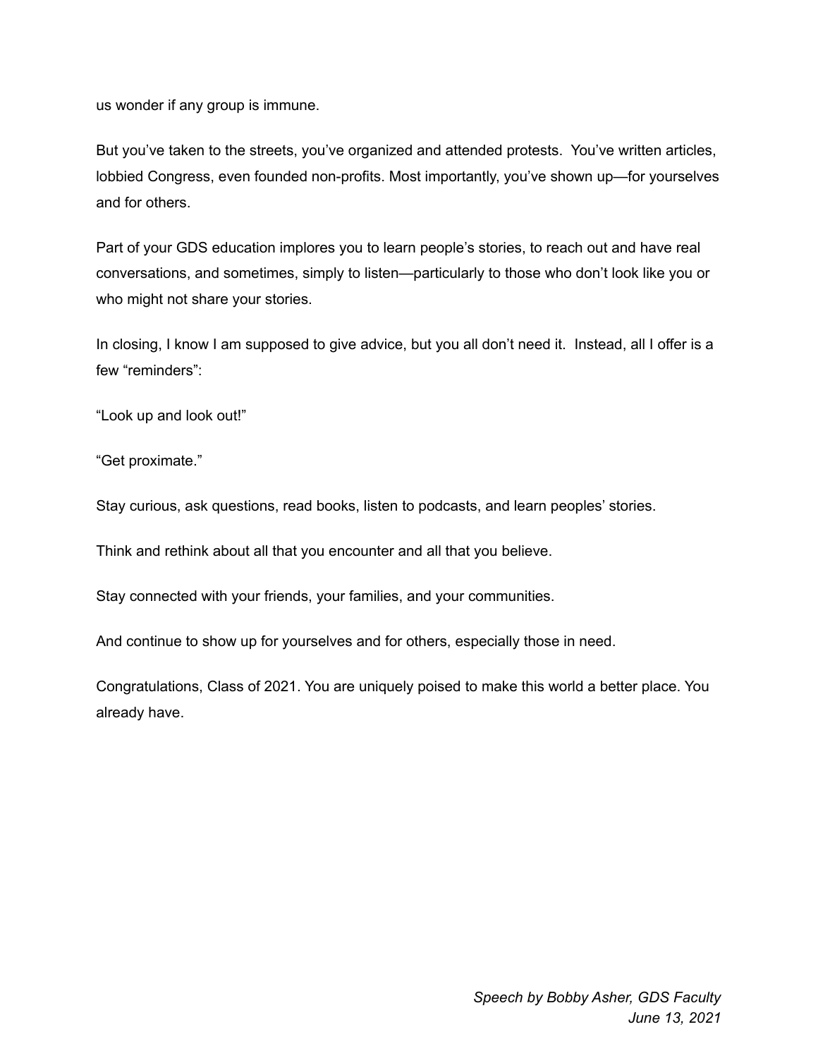us wonder if any group is immune.

But you've taken to the streets, you've organized and attended protests. You've written articles, lobbied Congress, even founded non-profits. Most importantly, you've shown up—for yourselves and for others.

Part of your GDS education implores you to learn people's stories, to reach out and have real conversations, and sometimes, simply to listen—particularly to those who don't look like you or who might not share your stories.

In closing, I know I am supposed to give advice, but you all don't need it. Instead, all I offer is a few "reminders":

"Look up and look out!"

"Get proximate."

Stay curious, ask questions, read books, listen to podcasts, and learn peoples' stories.

Think and rethink about all that you encounter and all that you believe.

Stay connected with your friends, your families, and your communities.

And continue to show up for yourselves and for others, especially those in need.

Congratulations, Class of 2021. You are uniquely poised to make this world a better place. You already have.

*Speech by Bobby Asher, GDS Faculty*
*June 13, 2021*